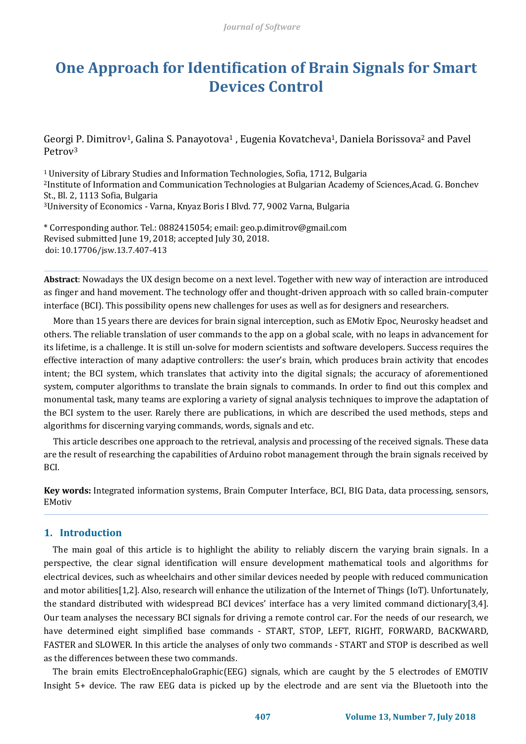# One Approach for Identification of Brain Signals for Smart Devices Control

Georgi P. Dimitrov[1], Galina S. Panayotova[1] , Eugenia Kovatcheva[1], Daniela Borissova[2] and Pavel Petrov[3]

[1] University of Library Studies and Information Technologies, Sofia, 1712, Bulgaria
[2]Institute of Information and Communication Technologies at Bulgarian Academy of Sciences,Acad. G. Bonchev St., Bl. 2, 1113 Sofia, Bulgaria
[3]University of Economics - Varna, Knyaz Boris I Blvd. 77, 9002 Varna, Bulgaria

* Corresponding author. Tel.: 0882415054; email: geo.p.dimitrov@gmail.com
Revised submitted June 19, 2018; accepted July 30, 2018.
doi: 10.17706/jsw.13.7.407-413

---

**Abstract**: Nowadays the UX design become on a next level. Together with new way of interaction are introduced as finger and hand movement. The technology offer and thought-driven approach with so called brain-computer interface (BCI). This possibility opens new challenges for uses as well as for designers and researchers.

More than 15 years there are devices for brain signal interception, such as EMotiv Epoc, Neurosky headset and others. The reliable translation of user commands to the app on a global scale, with no leaps in advancement for its lifetime, is a challenge. It is still un-solve for modern scientists and software developers. Success requires the effective interaction of many adaptive controllers: the user's brain, which produces brain activity that encodes intent; the BCI system, which translates that activity into the digital signals; the accuracy of aforementioned system, computer algorithms to translate the brain signals to commands. In order to find out this complex and monumental task, many teams are exploring a variety of signal analysis techniques to improve the adaptation of the BCI system to the user. Rarely there are publications, in which are described the used methods, steps and algorithms for discerning varying commands, words, signals and etc.

This article describes one approach to the retrieval, analysis and processing of the received signals. These data are the result of researching the capabilities of Arduino robot management through the brain signals received by BCI.

**Key words:** Integrated information systems, Brain Computer Interface, BCI, BIG Data, data processing, sensors, EMotiv

---

## 1. Introduction

The main goal of this article is to highlight the ability to reliably discern the varying brain signals. In a perspective, the clear signal identification will ensure development mathematical tools and algorithms for electrical devices, such as wheelchairs and other similar devices needed by people with reduced communication and motor abilities[1,2]. Also, research will enhance the utilization of the Internet of Things (IoT). Unfortunately, the standard distributed with widespread BCI devices' interface has a very limited command dictionary[3,4]. Our team analyses the necessary BCI signals for driving a remote control car. For the needs of our research, we have determined eight simplified base commands - START, STOP, LEFT, RIGHT, FORWARD, BACKWARD, FASTER and SLOWER. In this article the analyses of only two commands - START and STOP is described as well as the differences between these two commands.

The brain emits ElectroEncephaloGraphic(EEG) signals, which are caught by the 5 electrodes of EMOTIV Insight 5+ device. The raw EEG data is picked up by the electrode and are sent via the Bluetooth into the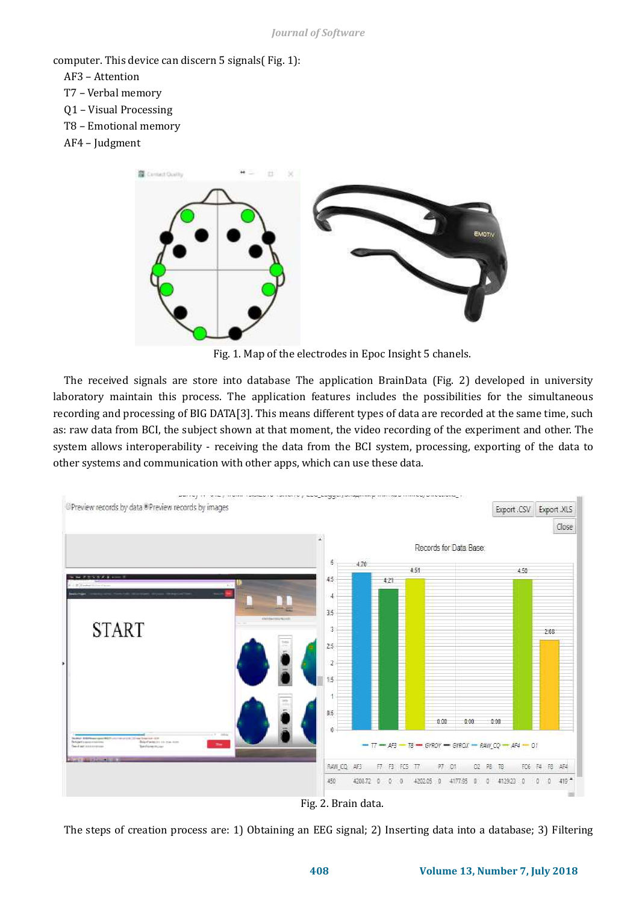computer. This device can discern 5 signals( Fig. 1):

AF3 – Attention
T7 – Verbal memory
Q1 – Visual Processing
T8 – Emotional memory
AF4 – Judgment

Fig. 1. Map of the electrodes in Epoc Insight 5 chanels.

The received signals are store into database The application BrainData (Fig. 2) developed in university laboratory maintain this process. The application features includes the possibilities for the simultaneous recording and processing of BIG DATA[3]. This means different types of data are recorded at the same time, such as: raw data from BCI, the subject shown at that moment, the video recording of the experiment and other. The system allows interoperability - receiving the data from the BCI system, processing, exporting of the data to other systems and communication with other apps, which can use these data.

Fig. 2. Brain data.

The steps of creation process are: 1) Obtaining an EEG signal; 2) Inserting data into a database; 3) Filtering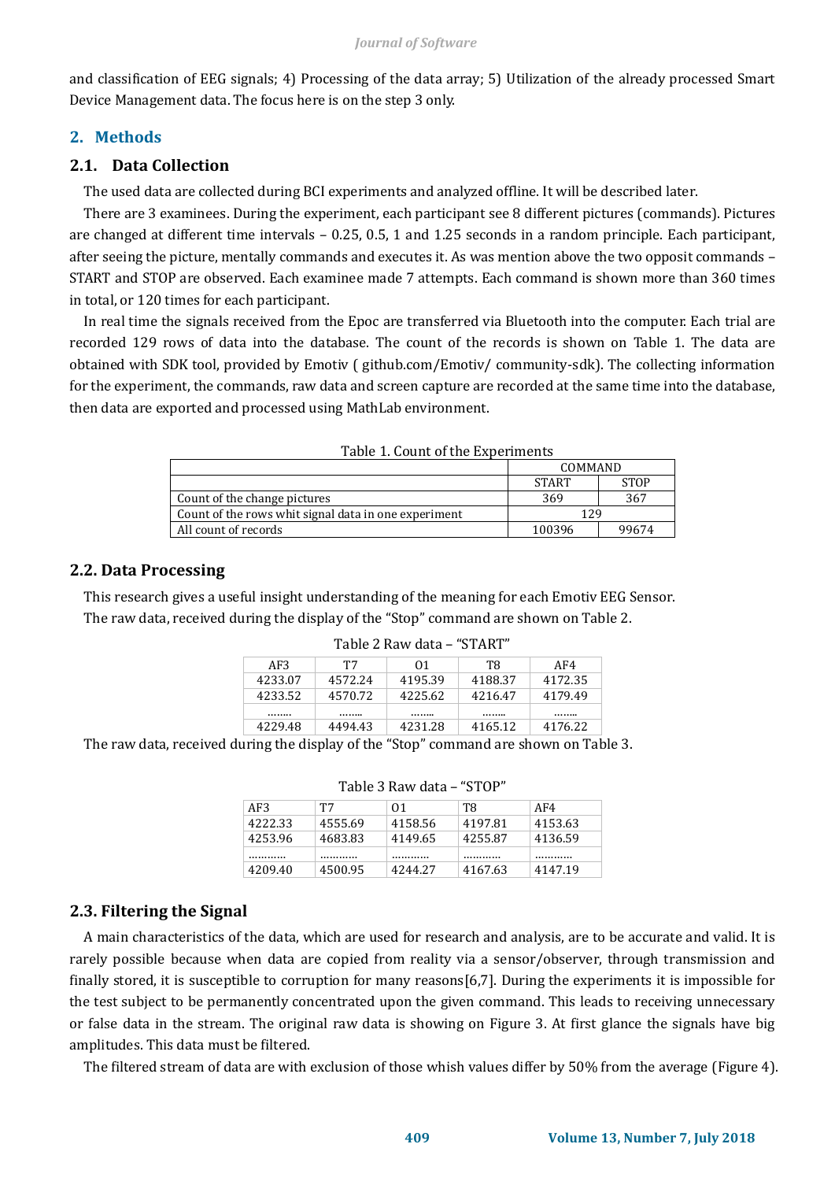and classification of EEG signals; 4) Processing of the data array; 5) Utilization of the already processed Smart Device Management data. The focus here is on the step 3 only.

## 2. Methods

### 2.1. Data Collection

The used data are collected during BCI experiments and analyzed offline. It will be described later.

There are 3 examinees. During the experiment, each participant see 8 different pictures (commands). Pictures are changed at different time intervals – 0.25, 0.5, 1 and 1.25 seconds in a random principle. Each participant, after seeing the picture, mentally commands and executes it. As was mention above the two opposit commands – START and STOP are observed. Each examinee made 7 attempts. Each command is shown more than 360 times in total, or 120 times for each participant.

In real time the signals received from the Epoc are transferred via Bluetooth into the computer. Each trial are recorded 129 rows of data into the database. The count of the records is shown on Table 1. The data are obtained with SDK tool, provided by Emotiv ( github.com/Emotiv/ community-sdk). The collecting information for the experiment, the commands, raw data and screen capture are recorded at the same time into the database, then data are exported and processed using MathLab environment.

Table 1. Count of the Experiments

| | COMMAND | |
|---|---|---|
| | START | STOP |
| Count of the change pictures | 369 | 367 |
| Count of the rows whit signal data in one experiment | 129 | |
| All count of records | 100396 | 99674 |

### 2.2. Data Processing

This research gives a useful insight understanding of the meaning for each Emotiv EEG Sensor.

The raw data, received during the display of the "Stop" command are shown on Table 2.

Table 2 Raw data – "START"

| AF3 | T7 | O1 | T8 | AF4 |
|---|---|---|---|---|
| 4233.07 | 4572.24 | 4195.39 | 4188.37 | 4172.35 |
| 4233.52 | 4570.72 | 4225.62 | 4216.47 | 4179.49 |
| …….. | …….. | …….. | …….. | …….. |
| 4229.48 | 4494.43 | 4231.28 | 4165.12 | 4176.22 |

The raw data, received during the display of the "Stop" command are shown on Table 3.

Table 3 Raw data – "STOP"

| AF3 | T7 | O1 | T8 | AF4 |
|---|---|---|---|---|
| 4222.33 | 4555.69 | 4158.56 | 4197.81 | 4153.63 |
| 4253.96 | 4683.83 | 4149.65 | 4255.87 | 4136.59 |
| ………… | ………… | ………… | ………… | ………… |
| 4209.40 | 4500.95 | 4244.27 | 4167.63 | 4147.19 |

### 2.3. Filtering the Signal

A main characteristics of the data, which are used for research and analysis, are to be accurate and valid. It is rarely possible because when data are copied from reality via a sensor/observer, through transmission and finally stored, it is susceptible to corruption for many reasons[6,7]. During the experiments it is impossible for the test subject to be permanently concentrated upon the given command. This leads to receiving unnecessary or false data in the stream. The original raw data is showing on Figure 3. At first glance the signals have big amplitudes. This data must be filtered.

The filtered stream of data are with exclusion of those whish values differ by 50% from the average (Figure 4).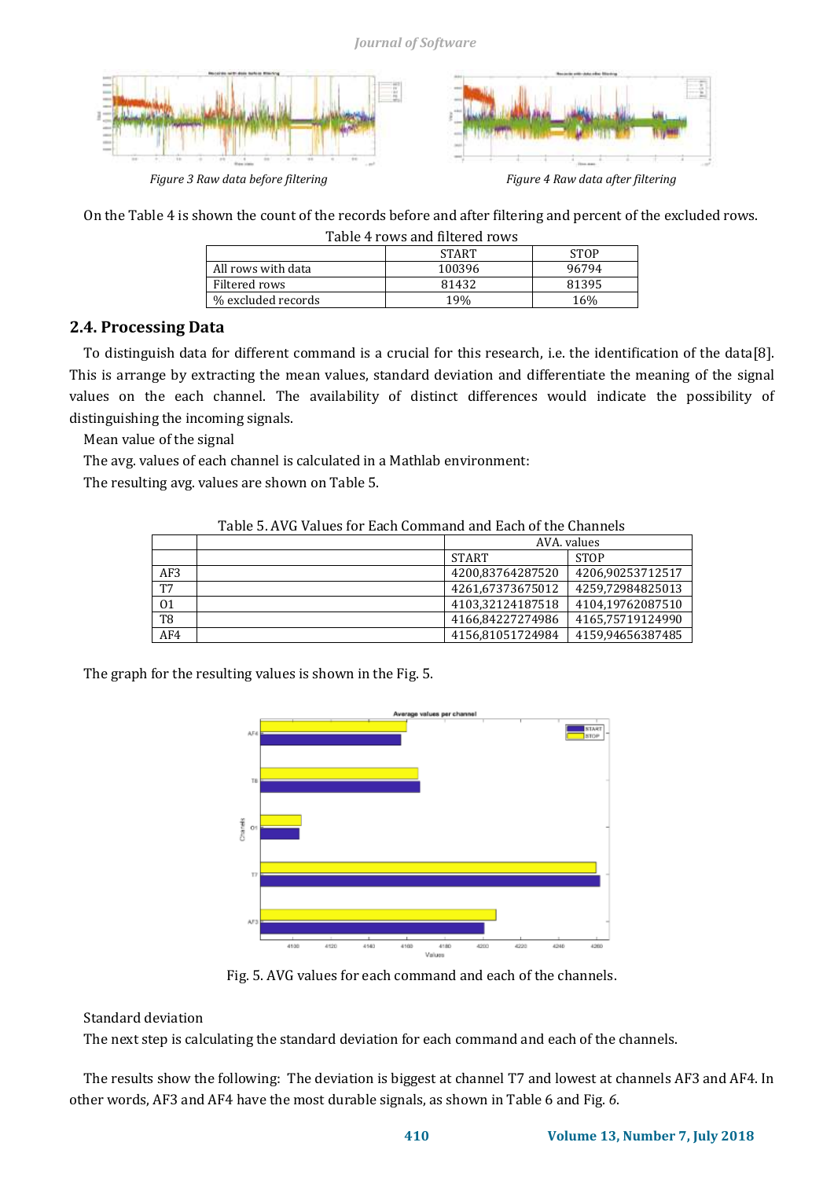Figure 3 Raw data before filtering

Figure 4 Raw data after filtering

On the Table 4 is shown the count of the records before and after filtering and percent of the excluded rows.

Table 4 rows and filtered rows

| | START | STOP |
|---|---|---|
| All rows with data | 100396 | 96794 |
| Filtered rows | 81432 | 81395 |
| % excluded records | 19% | 16% |

## 2.4. Processing Data

To distinguish data for different command is a crucial for this research, i.e. the identification of the data[8]. This is arrange by extracting the mean values, standard deviation and differentiate the meaning of the signal values on the each channel. The availability of distinct differences would indicate the possibility of distinguishing the incoming signals.

Mean value of the signal

The avg. values of each channel is calculated in a Mathlab environment:

The resulting avg. values are shown on Table 5.

Table 5. AVG Values for Each Command and Each of the Channels

| | | AVA. values | |
|---|---|---|---|
| | | START | STOP |
| AF3 | | 4200,83764287520 | 4206,90253712517 |
| T7 | | 4261,67373675012 | 4259,72984825013 |
| O1 | | 4103,32124187518 | 4104,19762087510 |
| T8 | | 4166,84227274986 | 4165,75719124990 |
| AF4 | | 4156,81051724984 | 4159,94656387485 |

The graph for the resulting values is shown in the Fig. 5.

Fig. 5. AVG values for each command and each of the channels.

Standard deviation

The next step is calculating the standard deviation for each command and each of the channels.

The results show the following: The deviation is biggest at channel T7 and lowest at channels AF3 and AF4. In other words, AF3 and AF4 have the most durable signals, as shown in Table 6 and Fig. *6*.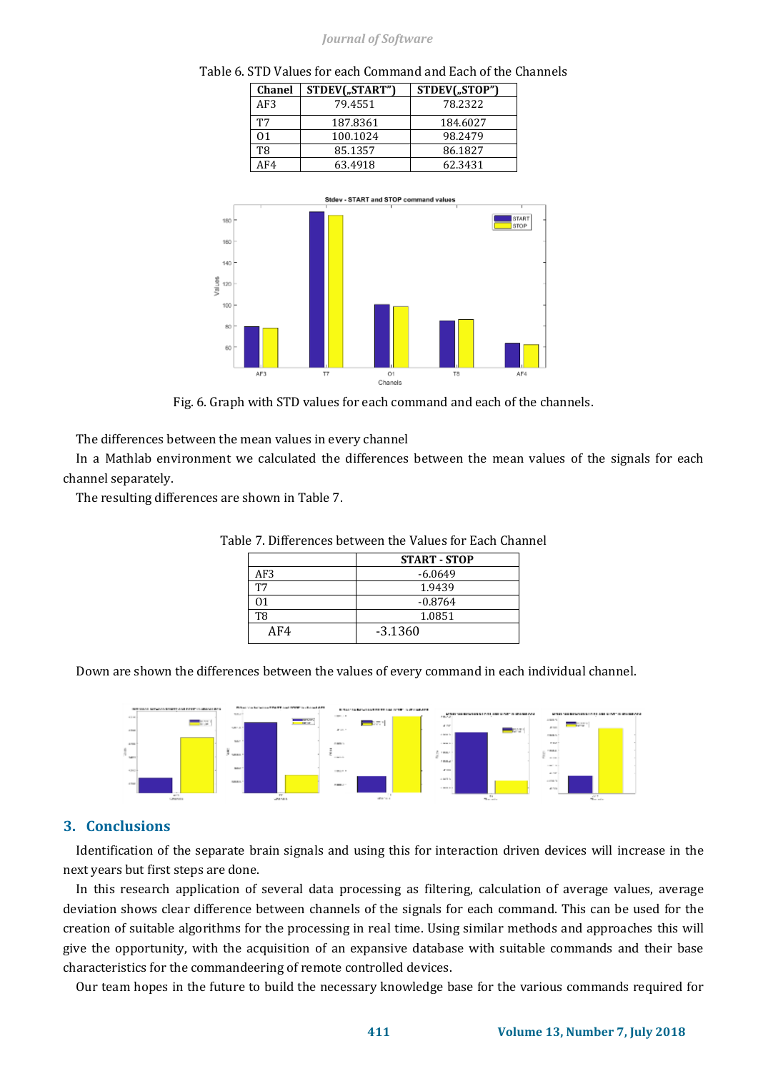Table 6. STD Values for each Command and Each of the Channels

| Chanel | STDEV(„START") | STDEV(„STOP") |
|---|---|---|
| AF3 | 79.4551 | 78.2322 |
| T7 | 187.8361 | 184.6027 |
| O1 | 100.1024 | 98.2479 |
| T8 | 85.1357 | 86.1827 |
| AF4 | 63.4918 | 62.3431 |

Fig. 6. Graph with STD values for each command and each of the channels.

The differences between the mean values in every channel

In a Mathlab environment we calculated the differences between the mean values of the signals for each channel separately.

The resulting differences are shown in Table 7.

Table 7. Differences between the Values for Each Channel

| | START - STOP |
|---|---|
| AF3 | -6.0649 |
| T7 | 1.9439 |
| O1 | -0.8764 |
| T8 | 1.0851 |
| AF4 | -3.1360 |

Down are shown the differences between the values of every command in each individual channel.

## 3. Conclusions

Identification of the separate brain signals and using this for interaction driven devices will increase in the next years but first steps are done.

In this research application of several data processing as filtering, calculation of average values, average deviation shows clear difference between channels of the signals for each command. This can be used for the creation of suitable algorithms for the processing in real time. Using similar methods and approaches this will give the opportunity, with the acquisition of an expansive database with suitable commands and their base characteristics for the commandeering of remote controlled devices.

Our team hopes in the future to build the necessary knowledge base for the various commands required for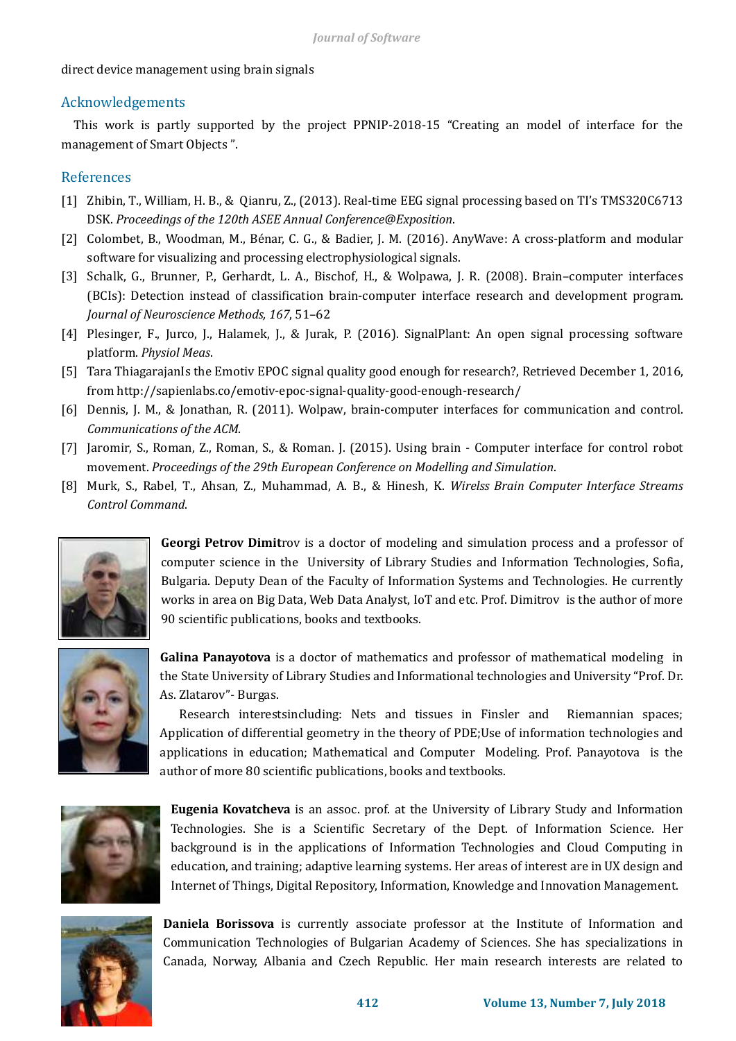direct device management using brain signals

## Acknowledgements

This work is partly supported by the project PPNIP-2018-15 "Creating an model of interface for the management of Smart Objects ".

## References

[1] Zhibin, T., William, H. B., & Qianru, Z., (2013). Real-time EEG signal processing based on TI's TMS320C6713 DSK. *Proceedings of the 120th ASEE Annual Conference@Exposition*.

[2] Colombet, B., Woodman, M., Bénar, C. G., & Badier, J. M. (2016). AnyWave: A cross-platform and modular software for visualizing and processing electrophysiological signals.

[3] Schalk, G., Brunner, P., Gerhardt, L. A., Bischof, H., & Wolpawa, J. R. (2008). Brain–computer interfaces (BCIs): Detection instead of classification brain-computer interface research and development program. *Journal of Neuroscience Methods, 167*, 51–62

[4] Plesinger, F., Jurco, J., Halamek, J., & Jurak, P. (2016). SignalPlant: An open signal processing software platform. *Physiol Meas*.

[5] Tara ThiagarajanIs the Emotiv EPOC signal quality good enough for research?, Retrieved December 1, 2016, from http://sapienlabs.co/emotiv-epoc-signal-quality-good-enough-research/

[6] Dennis, J. M., & Jonathan, R. (2011). Wolpaw, brain-computer interfaces for communication and control. *Communications of the ACM*.

[7] Jaromir, S., Roman, Z., Roman, S., & Roman. J. (2015). Using brain - Computer interface for control robot movement. *Proceedings of the 29th European Conference on Modelling and Simulation*.

[8] Murk, S., Rabel, T., Ahsan, Z., Muhammad, A. B., & Hinesh, K. *Wirelss Brain Computer Interface Streams Control Command*.

**Georgi Petrov Dimit**rov is a doctor of modeling and simulation process and a professor of computer science in the University of Library Studies and Information Technologies, Sofia, Bulgaria. Deputy Dean of the Faculty of Information Systems and Technologies. He currently works in area on Big Data, Web Data Analyst, IoT and etc. Prof. Dimitrov is the author of more 90 scientific publications, books and textbooks.

**Galina Panayotova** is a doctor of mathematics and professor of mathematical modeling in the State University of Library Studies and Informational technologies and University "Prof. Dr. As. Zlatarov"- Burgas.

Research interestsincluding: Nets and tissues in Finsler and Riemannian spaces; Application of differential geometry in the theory of PDE;Use of information technologies and applications in education; Mathematical and Computer Modeling. Prof. Panayotova is the author of more 80 scientific publications, books and textbooks.

**Eugenia Kovatcheva** is an assoc. prof. at the University of Library Study and Information Technologies. She is a Scientific Secretary of the Dept. of Information Science. Her background is in the applications of Information Technologies and Cloud Computing in education, and training; adaptive learning systems. Her areas of interest are in UX design and Internet of Things, Digital Repository, Information, Knowledge and Innovation Management.

**Daniela Borissova** is currently associate professor at the Institute of Information and Communication Technologies of Bulgarian Academy of Sciences. She has specializations in Canada, Norway, Albania and Czech Republic. Her main research interests are related to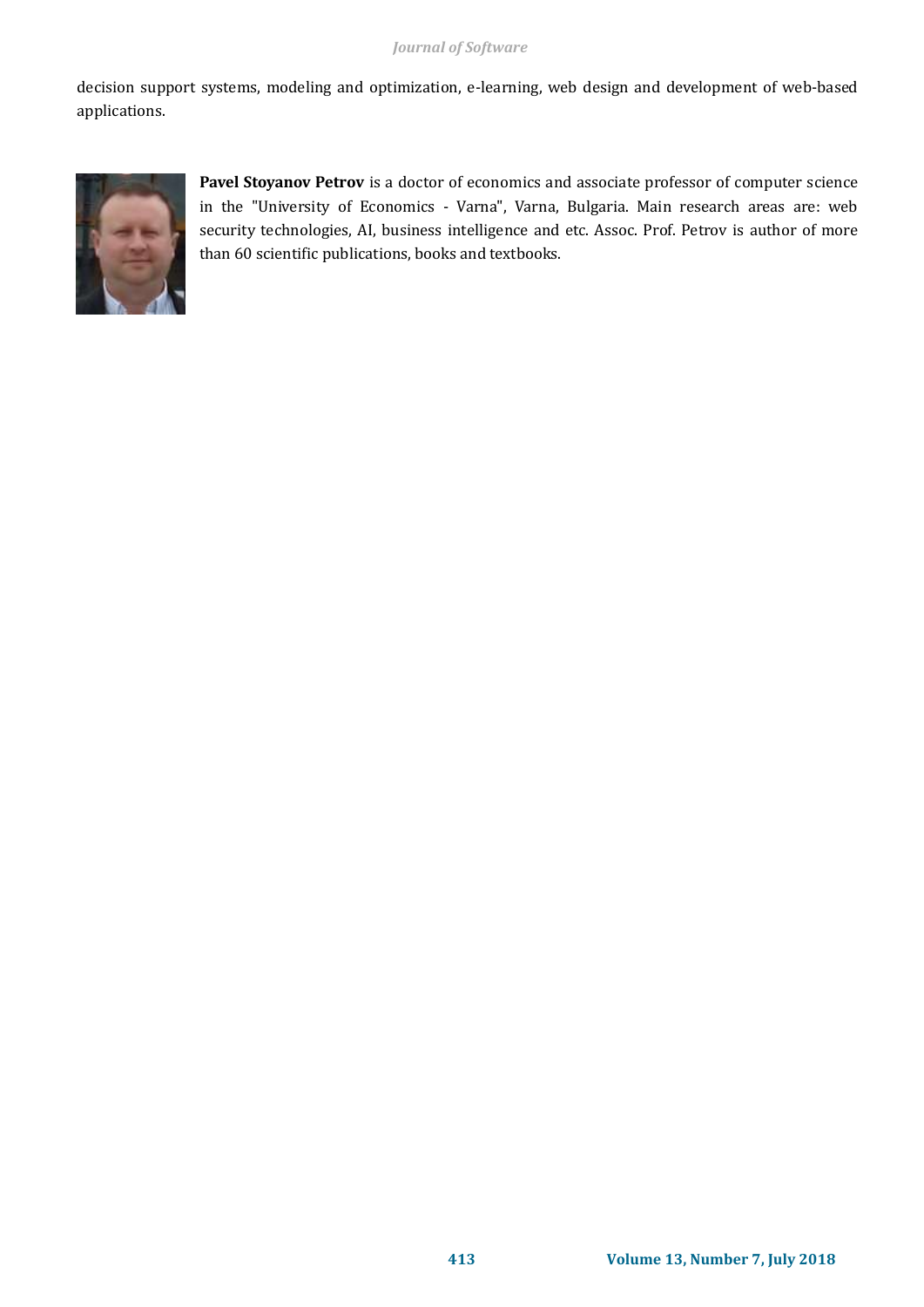decision support systems, modeling and optimization, e-learning, web design and development of web-based applications.

**Pavel Stoyanov Petrov** is a doctor of economics and associate professor of computer science in the "University of Economics - Varna", Varna, Bulgaria. Main research areas are: web security technologies, AI, business intelligence and etc. Assoc. Prof. Petrov is author of more than 60 scientific publications, books and textbooks.